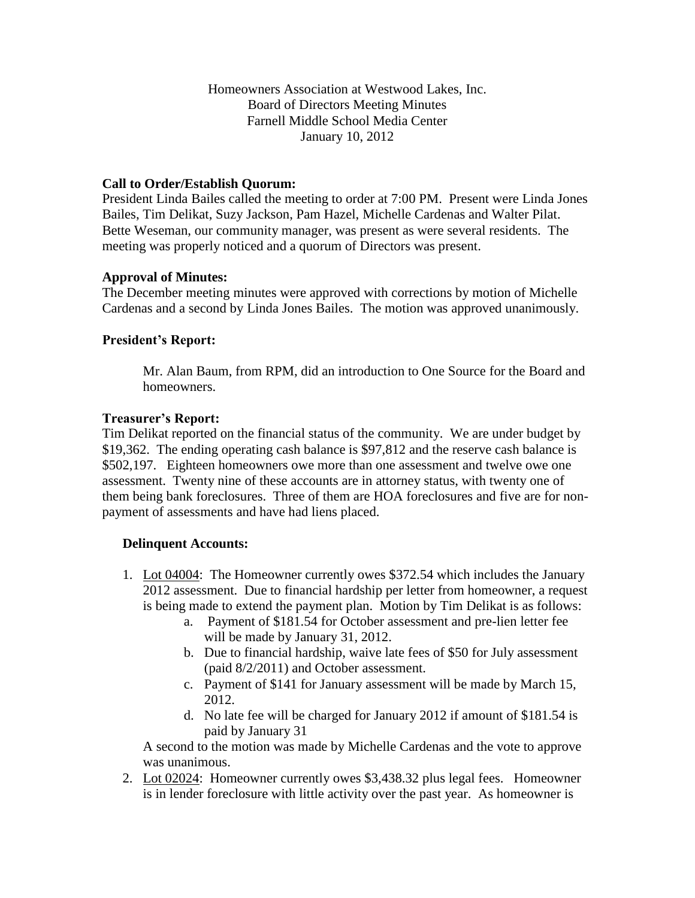Homeowners Association at Westwood Lakes, Inc.
Board of Directors Meeting Minutes
Farnell Middle School Media Center
January 10, 2012

### Call to Order/Establish Quorum:

President Linda Bailes called the meeting to order at 7:00 PM. Present were Linda Jones Bailes, Tim Delikat, Suzy Jackson, Pam Hazel, Michelle Cardenas and Walter Pilat. Bette Weseman, our community manager, was present as were several residents. The meeting was properly noticed and a quorum of Directors was present.

### Approval of Minutes:

The December meeting minutes were approved with corrections by motion of Michelle Cardenas and a second by Linda Jones Bailes. The motion was approved unanimously.

### President's Report:

Mr. Alan Baum, from RPM, did an introduction to One Source for the Board and homeowners.

### Treasurer's Report:

Tim Delikat reported on the financial status of the community. We are under budget by $19,362. The ending operating cash balance is $97,812 and the reserve cash balance is $502,197. Eighteen homeowners owe more than one assessment and twelve owe one assessment. Twenty nine of these accounts are in attorney status, with twenty one of them being bank foreclosures. Three of them are HOA foreclosures and five are for non-payment of assessments and have had liens placed.

#### Delinquent Accounts:

1. Lot 04004: The Homeowner currently owes $372.54 which includes the January 2012 assessment. Due to financial hardship per letter from homeowner, a request is being made to extend the payment plan. Motion by Tim Delikat is as follows:
    a. Payment of $181.54 for October assessment and pre-lien letter fee will be made by January 31, 2012.
    b. Due to financial hardship, waive late fees of $50 for July assessment (paid 8/2/2011) and October assessment.
    c. Payment of $141 for January assessment will be made by March 15, 2012.
    d. No late fee will be charged for January 2012 if amount of $181.54 is paid by January 31

   A second to the motion was made by Michelle Cardenas and the vote to approve was unanimous.
2. Lot 02024: Homeowner currently owes $3,438.32 plus legal fees. Homeowner is in lender foreclosure with little activity over the past year. As homeowner is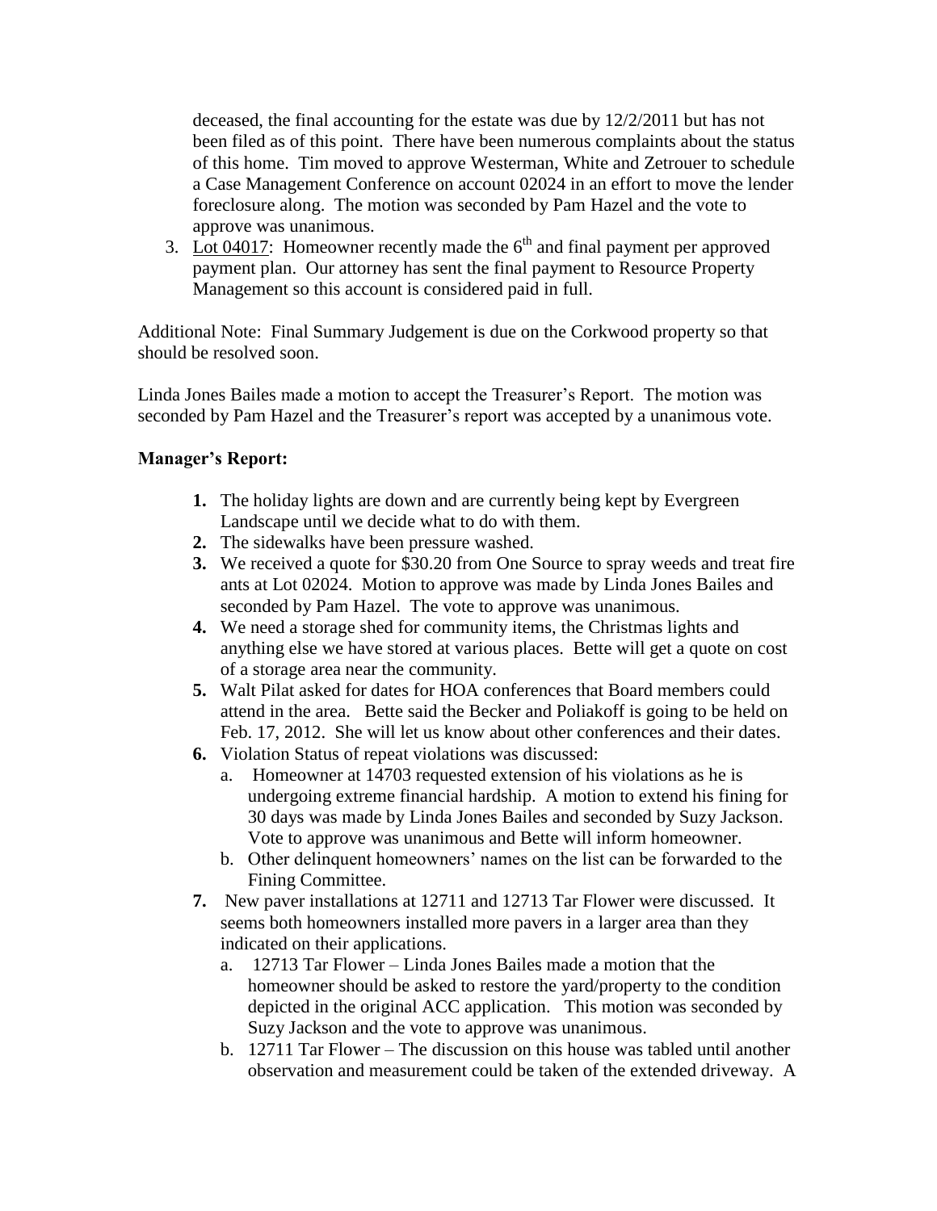deceased, the final accounting for the estate was due by 12/2/2011 but has not been filed as of this point. There have been numerous complaints about the status of this home. Tim moved to approve Westerman, White and Zetrouer to schedule a Case Management Conference on account 02024 in an effort to move the lender foreclosure along. The motion was seconded by Pam Hazel and the vote to approve was unanimous.

3. Lot 04017: Homeowner recently made the 6th and final payment per approved payment plan. Our attorney has sent the final payment to Resource Property Management so this account is considered paid in full.

Additional Note: Final Summary Judgement is due on the Corkwood property so that should be resolved soon.

Linda Jones Bailes made a motion to accept the Treasurer's Report. The motion was seconded by Pam Hazel and the Treasurer's report was accepted by a unanimous vote.

**Manager's Report:**

1. The holiday lights are down and are currently being kept by Evergreen Landscape until we decide what to do with them.
2. The sidewalks have been pressure washed.
3. We received a quote for $30.20 from One Source to spray weeds and treat fire ants at Lot 02024. Motion to approve was made by Linda Jones Bailes and seconded by Pam Hazel. The vote to approve was unanimous.
4. We need a storage shed for community items, the Christmas lights and anything else we have stored at various places. Bette will get a quote on cost of a storage area near the community.
5. Walt Pilat asked for dates for HOA conferences that Board members could attend in the area. Bette said the Becker and Poliakoff is going to be held on Feb. 17, 2012. She will let us know about other conferences and their dates.
6. Violation Status of repeat violations was discussed:
   a. Homeowner at 14703 requested extension of his violations as he is undergoing extreme financial hardship. A motion to extend his fining for 30 days was made by Linda Jones Bailes and seconded by Suzy Jackson. Vote to approve was unanimous and Bette will inform homeowner.
   b. Other delinquent homeowners' names on the list can be forwarded to the Fining Committee.
7. New paver installations at 12711 and 12713 Tar Flower were discussed. It seems both homeowners installed more pavers in a larger area than they indicated on their applications.
   a. 12713 Tar Flower – Linda Jones Bailes made a motion that the homeowner should be asked to restore the yard/property to the condition depicted in the original ACC application. This motion was seconded by Suzy Jackson and the vote to approve was unanimous.
   b. 12711 Tar Flower – The discussion on this house was tabled until another observation and measurement could be taken of the extended driveway. A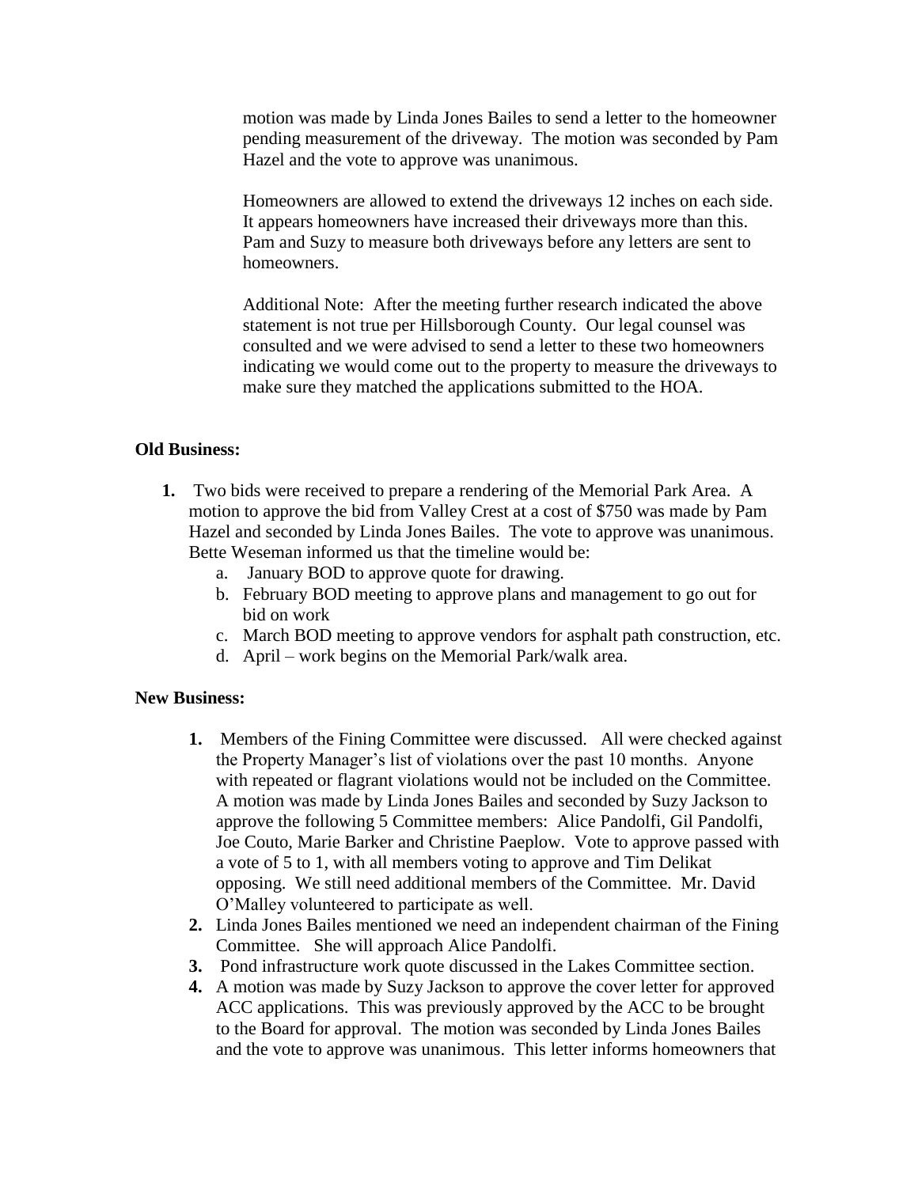motion was made by Linda Jones Bailes to send a letter to the homeowner pending measurement of the driveway. The motion was seconded by Pam Hazel and the vote to approve was unanimous.

Homeowners are allowed to extend the driveways 12 inches on each side. It appears homeowners have increased their driveways more than this. Pam and Suzy to measure both driveways before any letters are sent to homeowners.

Additional Note: After the meeting further research indicated the above statement is not true per Hillsborough County. Our legal counsel was consulted and we were advised to send a letter to these two homeowners indicating we would come out to the property to measure the driveways to make sure they matched the applications submitted to the HOA.

**Old Business:**

1. Two bids were received to prepare a rendering of the Memorial Park Area. A motion to approve the bid from Valley Crest at a cost of $750 was made by Pam Hazel and seconded by Linda Jones Bailes. The vote to approve was unanimous. Bette Weseman informed us that the timeline would be:
   a. January BOD to approve quote for drawing.
   b. February BOD meeting to approve plans and management to go out for bid on work
   c. March BOD meeting to approve vendors for asphalt path construction, etc.
   d. April – work begins on the Memorial Park/walk area.

**New Business:**

1. Members of the Fining Committee were discussed. All were checked against the Property Manager's list of violations over the past 10 months. Anyone with repeated or flagrant violations would not be included on the Committee. A motion was made by Linda Jones Bailes and seconded by Suzy Jackson to approve the following 5 Committee members: Alice Pandolfi, Gil Pandolfi, Joe Couto, Marie Barker and Christine Paeplow. Vote to approve passed with a vote of 5 to 1, with all members voting to approve and Tim Delikat opposing. We still need additional members of the Committee. Mr. David O'Malley volunteered to participate as well.
2. Linda Jones Bailes mentioned we need an independent chairman of the Fining Committee. She will approach Alice Pandolfi.
3. Pond infrastructure work quote discussed in the Lakes Committee section.
4. A motion was made by Suzy Jackson to approve the cover letter for approved ACC applications. This was previously approved by the ACC to be brought to the Board for approval. The motion was seconded by Linda Jones Bailes and the vote to approve was unanimous. This letter informs homeowners that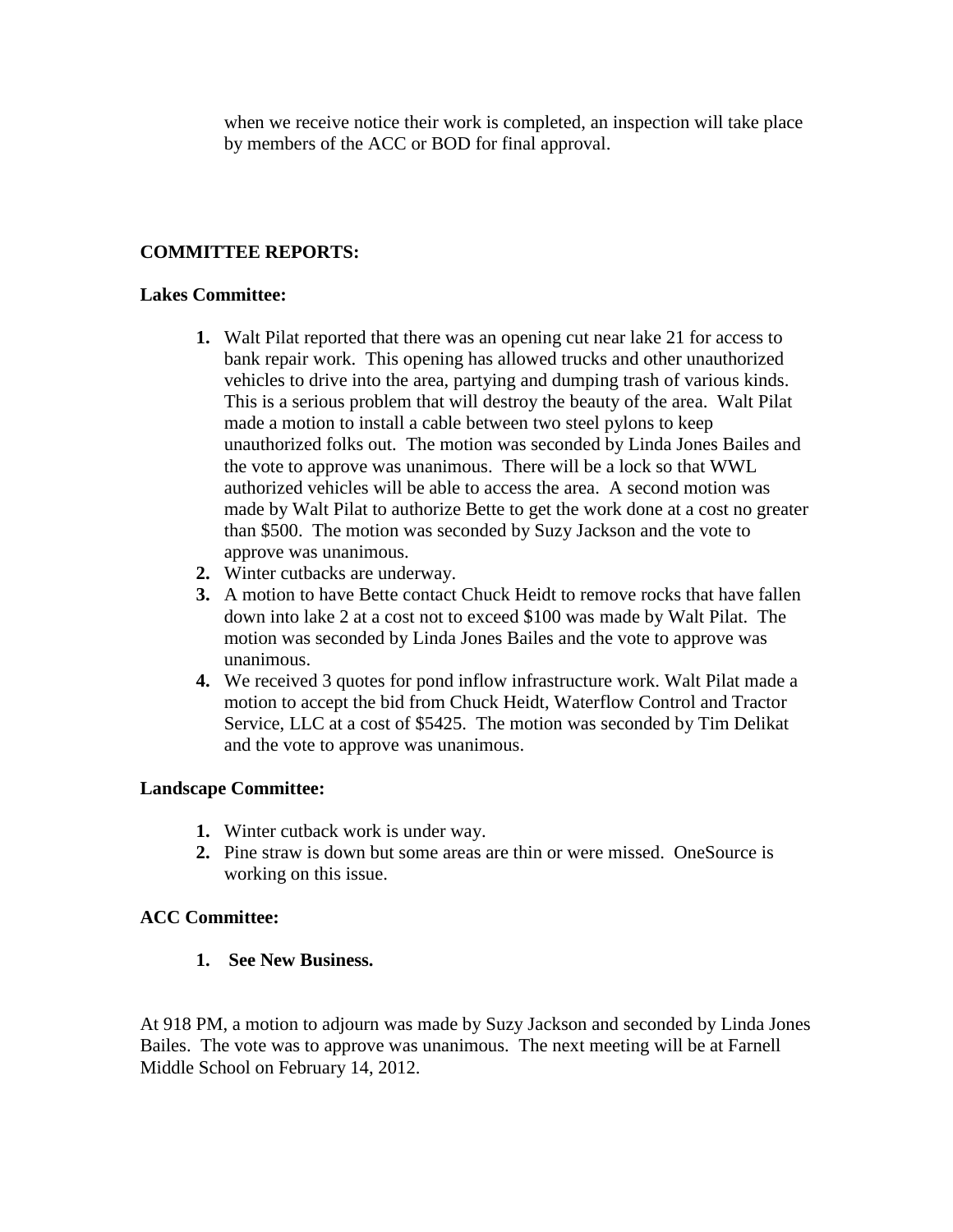when we receive notice their work is completed, an inspection will take place by members of the ACC or BOD for final approval.

**COMMITTEE REPORTS:**

**Lakes Committee:**

1. Walt Pilat reported that there was an opening cut near lake 21 for access to bank repair work. This opening has allowed trucks and other unauthorized vehicles to drive into the area, partying and dumping trash of various kinds. This is a serious problem that will destroy the beauty of the area. Walt Pilat made a motion to install a cable between two steel pylons to keep unauthorized folks out. The motion was seconded by Linda Jones Bailes and the vote to approve was unanimous. There will be a lock so that WWL authorized vehicles will be able to access the area. A second motion was made by Walt Pilat to authorize Bette to get the work done at a cost no greater than $500. The motion was seconded by Suzy Jackson and the vote to approve was unanimous.
2. Winter cutbacks are underway.
3. A motion to have Bette contact Chuck Heidt to remove rocks that have fallen down into lake 2 at a cost not to exceed $100 was made by Walt Pilat. The motion was seconded by Linda Jones Bailes and the vote to approve was unanimous.
4. We received 3 quotes for pond inflow infrastructure work. Walt Pilat made a motion to accept the bid from Chuck Heidt, Waterflow Control and Tractor Service, LLC at a cost of $5425. The motion was seconded by Tim Delikat and the vote to approve was unanimous.

**Landscape Committee:**

1. Winter cutback work is under way.
2. Pine straw is down but some areas are thin or were missed. OneSource is working on this issue.

**ACC Committee:**

1. **See New Business.**

At 918 PM, a motion to adjourn was made by Suzy Jackson and seconded by Linda Jones Bailes. The vote was to approve was unanimous. The next meeting will be at Farnell Middle School on February 14, 2012.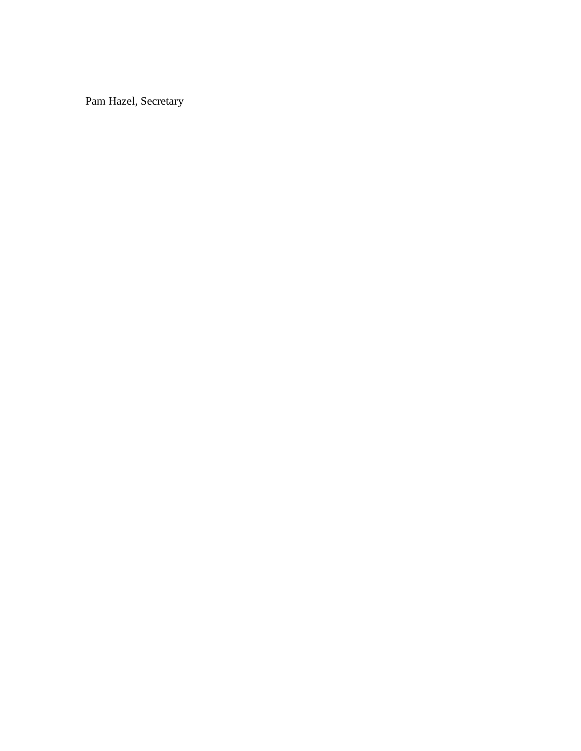Pam Hazel, Secretary